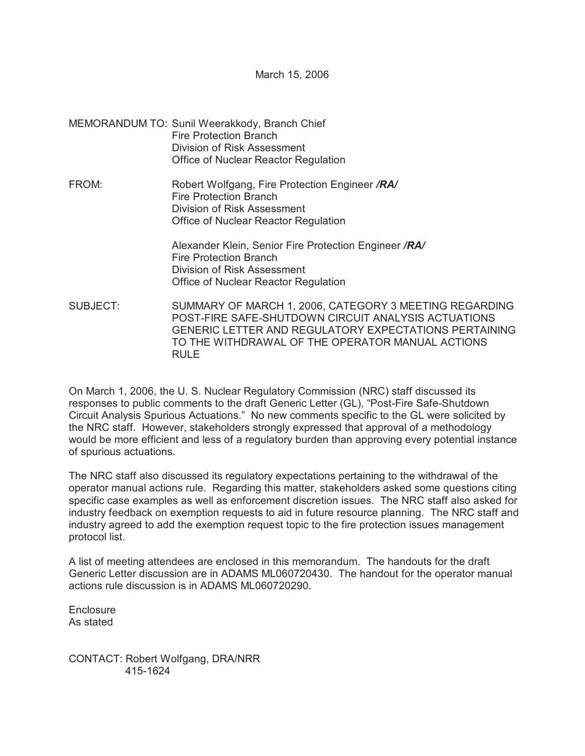March 15, 2006

MEMORANDUM TO: Sunil Weerakkody, Branch Chief
Fire Protection Branch
Division of Risk Assessment
Office of Nuclear Reactor Regulation

FROM: Robert Wolfgang, Fire Protection Engineer ***/RA/***
Fire Protection Branch
Division of Risk Assessment
Office of Nuclear Reactor Regulation

Alexander Klein, Senior Fire Protection Engineer ***/RA/***
Fire Protection Branch
Division of Risk Assessment
Office of Nuclear Reactor Regulation

SUBJECT: SUMMARY OF MARCH 1, 2006, CATEGORY 3 MEETING REGARDING POST-FIRE SAFE-SHUTDOWN CIRCUIT ANALYSIS ACTUATIONS GENERIC LETTER AND REGULATORY EXPECTATIONS PERTAINING TO THE WITHDRAWAL OF THE OPERATOR MANUAL ACTIONS RULE

On March 1, 2006, the U. S. Nuclear Regulatory Commission (NRC) staff discussed its responses to public comments to the draft Generic Letter (GL), "Post-Fire Safe-Shutdown Circuit Analysis Spurious Actuations." No new comments specific to the GL were solicited by the NRC staff. However, stakeholders strongly expressed that approval of a methodology would be more efficient and less of a regulatory burden than approving every potential instance of spurious actuations.

The NRC staff also discussed its regulatory expectations pertaining to the withdrawal of the operator manual actions rule. Regarding this matter, stakeholders asked some questions citing specific case examples as well as enforcement discretion issues. The NRC staff also asked for industry feedback on exemption requests to aid in future resource planning. The NRC staff and industry agreed to add the exemption request topic to the fire protection issues management protocol list.

A list of meeting attendees are enclosed in this memorandum. The handouts for the draft Generic Letter discussion are in ADAMS ML060720430. The handout for the operator manual actions rule discussion is in ADAMS ML060720290.

Enclosure
As stated

CONTACT: Robert Wolfgang, DRA/NRR
415-1624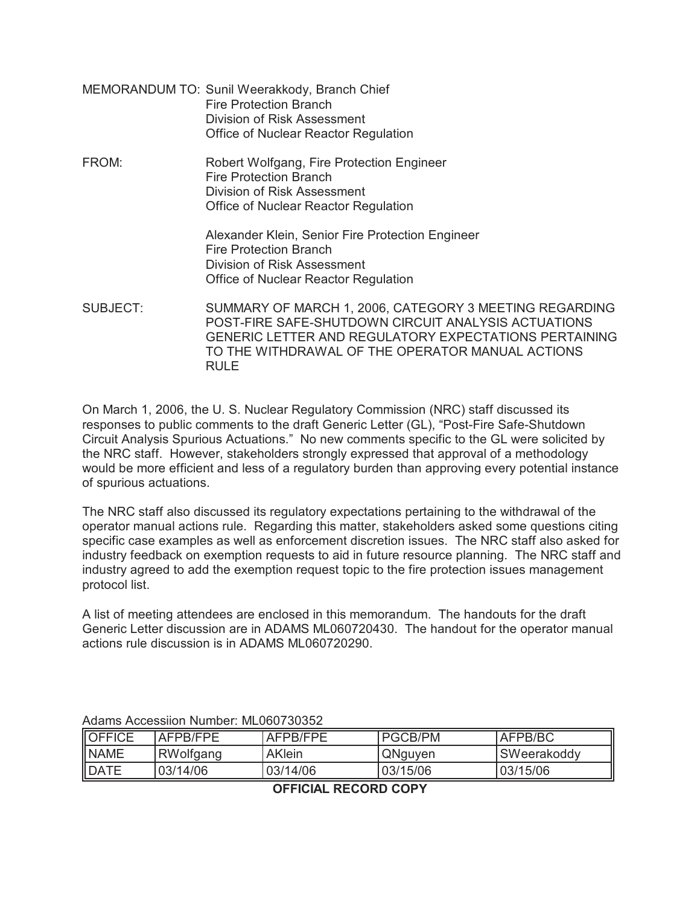MEMORANDUM TO: Sunil Weerakkody, Branch Chief
Fire Protection Branch
Division of Risk Assessment
Office of Nuclear Reactor Regulation

FROM: Robert Wolfgang, Fire Protection Engineer
Fire Protection Branch
Division of Risk Assessment
Office of Nuclear Reactor Regulation

Alexander Klein, Senior Fire Protection Engineer
Fire Protection Branch
Division of Risk Assessment
Office of Nuclear Reactor Regulation

SUBJECT: SUMMARY OF MARCH 1, 2006, CATEGORY 3 MEETING REGARDING POST-FIRE SAFE-SHUTDOWN CIRCUIT ANALYSIS ACTUATIONS GENERIC LETTER AND REGULATORY EXPECTATIONS PERTAINING TO THE WITHDRAWAL OF THE OPERATOR MANUAL ACTIONS RULE

On March 1, 2006, the U. S. Nuclear Regulatory Commission (NRC) staff discussed its responses to public comments to the draft Generic Letter (GL), "Post-Fire Safe-Shutdown Circuit Analysis Spurious Actuations." No new comments specific to the GL were solicited by the NRC staff. However, stakeholders strongly expressed that approval of a methodology would be more efficient and less of a regulatory burden than approving every potential instance of spurious actuations.

The NRC staff also discussed its regulatory expectations pertaining to the withdrawal of the operator manual actions rule. Regarding this matter, stakeholders asked some questions citing specific case examples as well as enforcement discretion issues. The NRC staff also asked for industry feedback on exemption requests to aid in future resource planning. The NRC staff and industry agreed to add the exemption request topic to the fire protection issues management protocol list.

A list of meeting attendees are enclosed in this memorandum. The handouts for the draft Generic Letter discussion are in ADAMS ML060720430. The handout for the operator manual actions rule discussion is in ADAMS ML060720290.

Adams Accessiion Number: ML060730352

| OFFICE | AFPB/FPE | AFPB/FPE | PGCB/PM | AFPB/BC |
|---|---|---|---|---|
| NAME | RWolfgang | AKlein | QNguyen | SWeerakoddy |
| DATE | 03/14/06 | 03/14/06 | 03/15/06 | 03/15/06 |

**OFFICIAL RECORD COPY**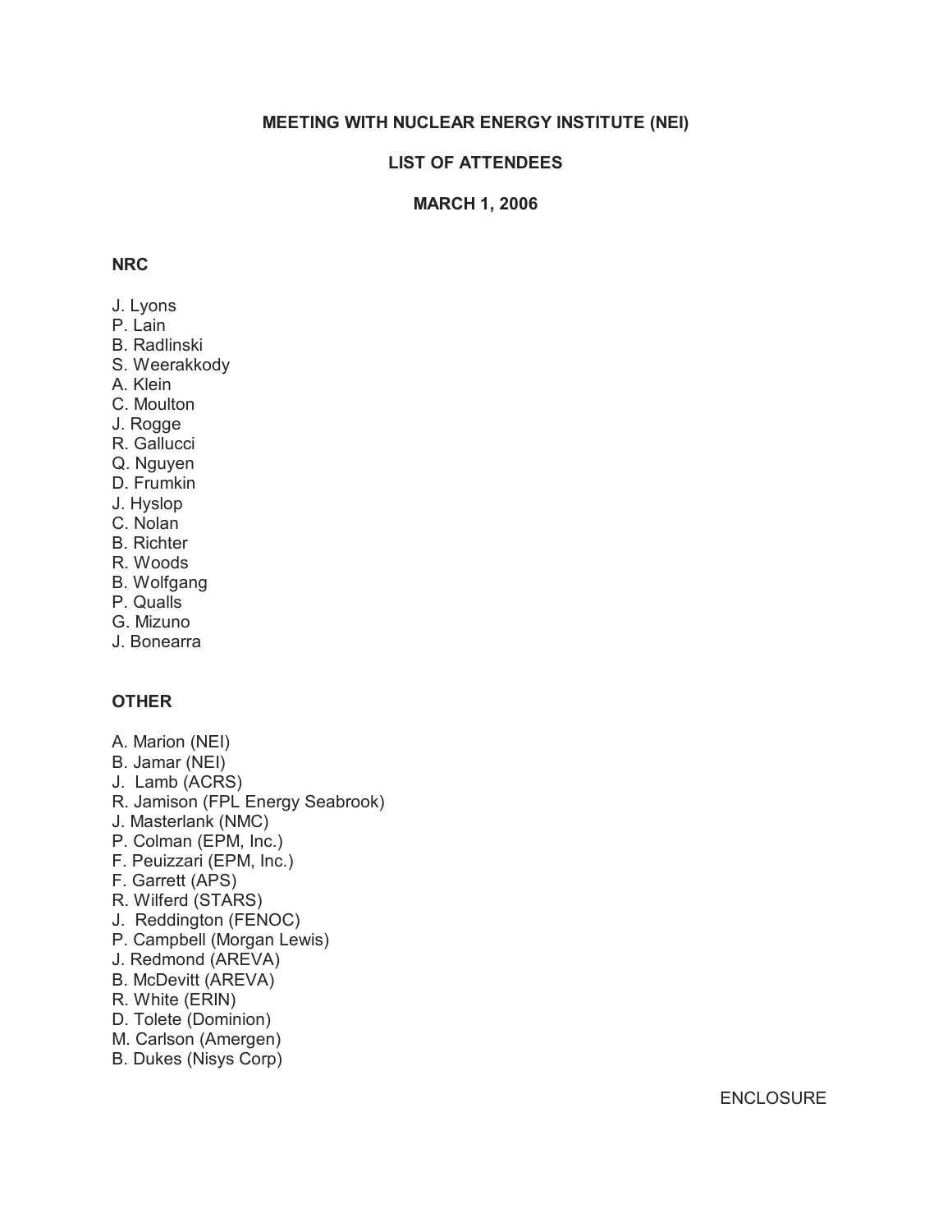# MEETING WITH NUCLEAR ENERGY INSTITUTE (NEI)

## LIST OF ATTENDEES

## MARCH 1, 2006

### NRC

J. Lyons
P. Lain
B. Radlinski
S. Weerakkody
A. Klein
C. Moulton
J. Rogge
R. Gallucci
Q. Nguyen
D. Frumkin
J. Hyslop
C. Nolan
B. Richter
R. Woods
B. Wolfgang
P. Qualls
G. Mizuno
J. Bonearra

### OTHER

A. Marion (NEI)
B. Jamar (NEI)
J. Lamb (ACRS)
R. Jamison (FPL Energy Seabrook)
J. Masterlank (NMC)
P. Colman (EPM, Inc.)
F. Peuizzari (EPM, Inc.)
F. Garrett (APS)
R. Wilferd (STARS)
J. Reddington (FENOC)
P. Campbell (Morgan Lewis)
J. Redmond (AREVA)
B. McDevitt (AREVA)
R. White (ERIN)
D. Tolete (Dominion)
M. Carlson (Amergen)
B. Dukes (Nisys Corp)

ENCLOSURE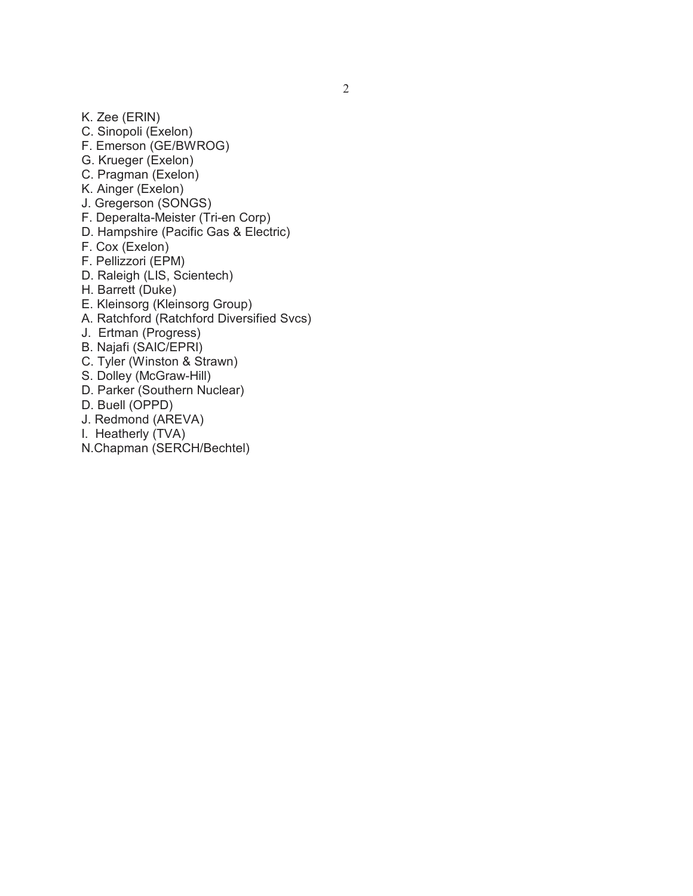K. Zee (ERIN)
C. Sinopoli (Exelon)
F. Emerson (GE/BWROG)
G. Krueger (Exelon)
C. Pragman (Exelon)
K. Ainger (Exelon)
J. Gregerson (SONGS)
F. Deperalta-Meister (Tri-en Corp)
D. Hampshire (Pacific Gas & Electric)
F. Cox (Exelon)
F. Pellizzori (EPM)
D. Raleigh (LIS, Scientech)
H. Barrett (Duke)
E. Kleinsorg (Kleinsorg Group)
A. Ratchford (Ratchford Diversified Svcs)
J. Ertman (Progress)
B. Najafi (SAIC/EPRI)
C. Tyler (Winston & Strawn)
S. Dolley (McGraw-Hill)
D. Parker (Southern Nuclear)
D. Buell (OPPD)
J. Redmond (AREVA)
I. Heatherly (TVA)
N.Chapman (SERCH/Bechtel)